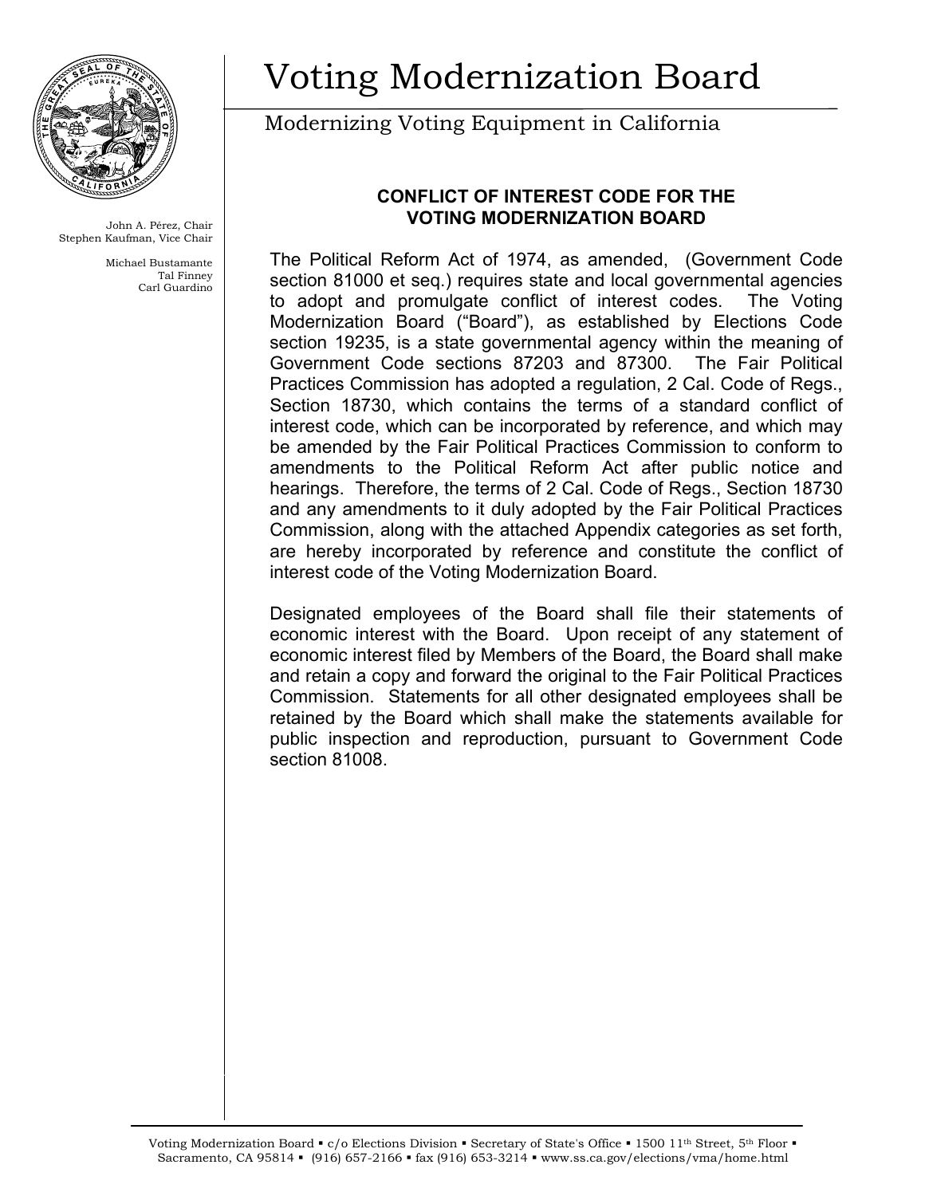# Voting Modernization Board

Modernizing Voting Equipment in California

John A. Pérez, Chair
Stephen Kaufman, Vice Chair

Michael Bustamante
Tal Finney
Carl Guardino

## CONFLICT OF INTEREST CODE FOR THE VOTING MODERNIZATION BOARD

The Political Reform Act of 1974, as amended, (Government Code section 81000 et seq.) requires state and local governmental agencies to adopt and promulgate conflict of interest codes. The Voting Modernization Board ("Board"), as established by Elections Code section 19235, is a state governmental agency within the meaning of Government Code sections 87203 and 87300. The Fair Political Practices Commission has adopted a regulation, 2 Cal. Code of Regs., Section 18730, which contains the terms of a standard conflict of interest code, which can be incorporated by reference, and which may be amended by the Fair Political Practices Commission to conform to amendments to the Political Reform Act after public notice and hearings. Therefore, the terms of 2 Cal. Code of Regs., Section 18730 and any amendments to it duly adopted by the Fair Political Practices Commission, along with the attached Appendix categories as set forth, are hereby incorporated by reference and constitute the conflict of interest code of the Voting Modernization Board.

Designated employees of the Board shall file their statements of economic interest with the Board. Upon receipt of any statement of economic interest filed by Members of the Board, the Board shall make and retain a copy and forward the original to the Fair Political Practices Commission. Statements for all other designated employees shall be retained by the Board which shall make the statements available for public inspection and reproduction, pursuant to Government Code section 81008.

Voting Modernization Board ▪ c/o Elections Division ▪ Secretary of State's Office ▪ 1500 11th Street, 5th Floor ▪ Sacramento, CA 95814 ▪ (916) 657-2166 ▪ fax (916) 653-3214 ▪ www.ss.ca.gov/elections/vma/home.html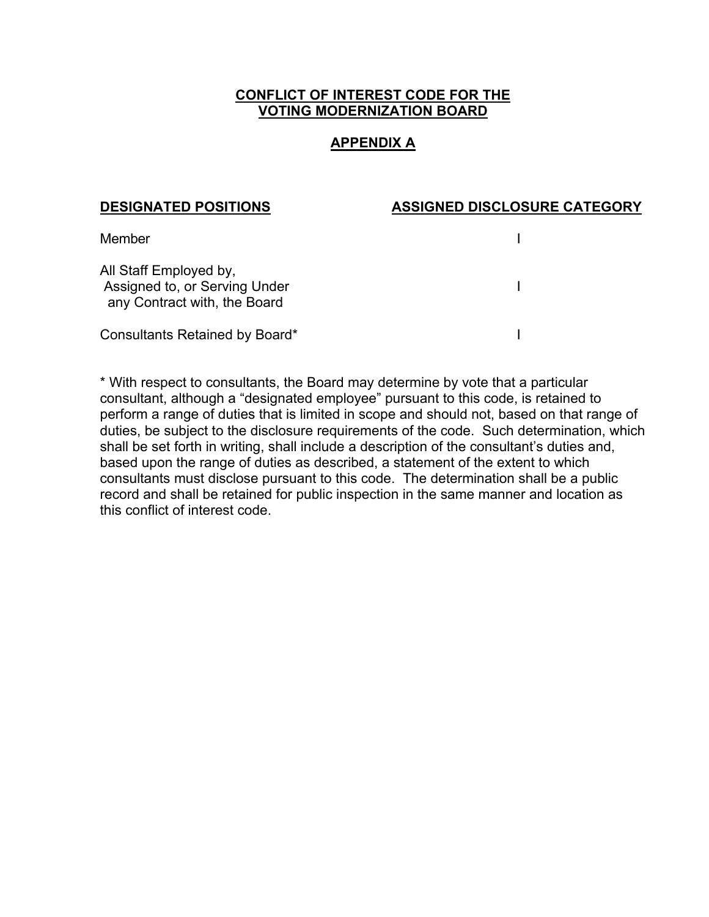**CONFLICT OF INTEREST CODE FOR THE VOTING MODERNIZATION BOARD**

**APPENDIX A**

| DESIGNATED POSITIONS | ASSIGNED DISCLOSURE CATEGORY |
| --- | --- |
| Member | I |
| All Staff Employed by, Assigned to, or Serving Under any Contract with, the Board | I |
| Consultants Retained by Board* | I |

* With respect to consultants, the Board may determine by vote that a particular consultant, although a "designated employee" pursuant to this code, is retained to perform a range of duties that is limited in scope and should not, based on that range of duties, be subject to the disclosure requirements of the code. Such determination, which shall be set forth in writing, shall include a description of the consultant's duties and, based upon the range of duties as described, a statement of the extent to which consultants must disclose pursuant to this code. The determination shall be a public record and shall be retained for public inspection in the same manner and location as this conflict of interest code.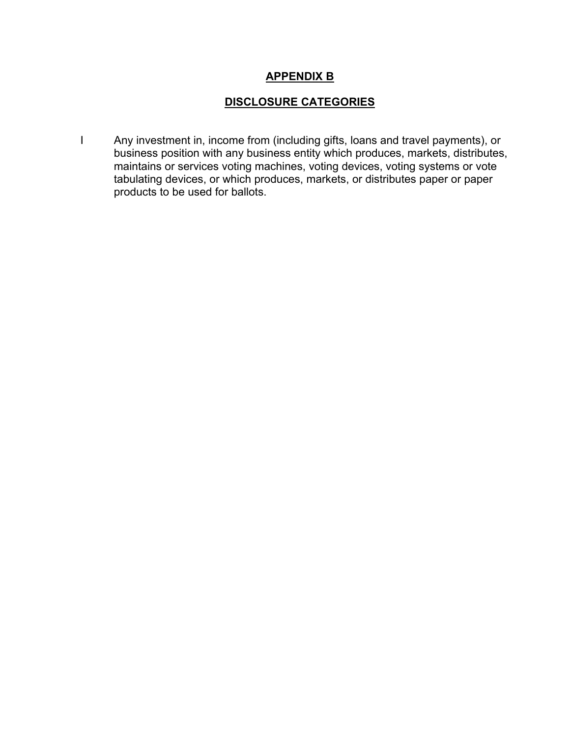## APPENDIX B

## DISCLOSURE CATEGORIES

I Any investment in, income from (including gifts, loans and travel payments), or business position with any business entity which produces, markets, distributes, maintains or services voting machines, voting devices, voting systems or vote tabulating devices, or which produces, markets, or distributes paper or paper products to be used for ballots.